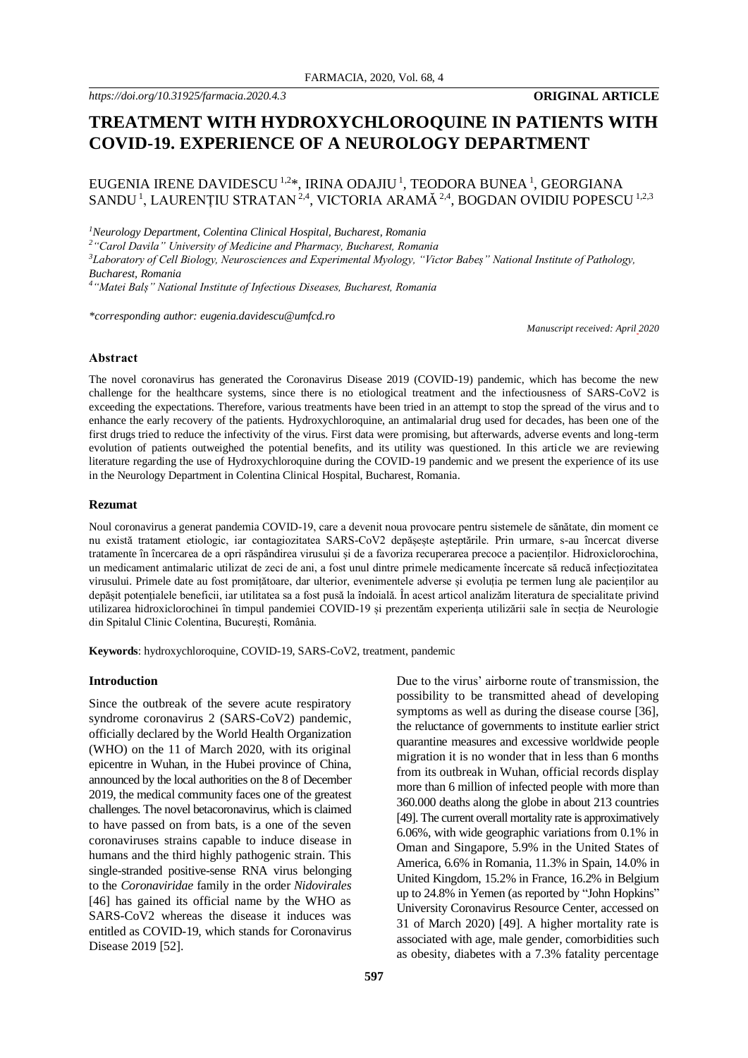https://doi.org/10.31925/farmacia.2020.4.3

**ORIGINAL ARTICLE**

# TREATMENT WITH HYDROXYCHLOROQUINE IN PATIENTS WITH COVID-19. EXPERIENCE OF A NEUROLOGY DEPARTMENT

EUGENIA IRENE DAVIDESCU [1,2]*, IRINA ODAJIU [1], TEODORA BUNEA [1], GEORGIANA SANDU [1], LAURENȚIU STRATAN [2,4], VICTORIA ARAMĂ [2,4], BOGDAN OVIDIU POPESCU [1,2,3]

*[1]Neurology Department, Colentina Clinical Hospital, Bucharest, Romania*

*[2]"Carol Davila" University of Medicine and Pharmacy, Bucharest, Romania*

*[3]Laboratory of Cell Biology, Neurosciences and Experimental Myology, "Victor Babeș" National Institute of Pathology, Bucharest, Romania*

*[4]"Matei Balș" National Institute of Infectious Diseases, Bucharest, Romania*

*\*corresponding author: eugenia.davidescu@umfcd.ro*

*Manuscript received: April 2020*

### Abstract

The novel coronavirus has generated the Coronavirus Disease 2019 (COVID-19) pandemic, which has become the new challenge for the healthcare systems, since there is no etiological treatment and the infectiousness of SARS-CoV2 is exceeding the expectations. Therefore, various treatments have been tried in an attempt to stop the spread of the virus and to enhance the early recovery of the patients. Hydroxychloroquine, an antimalarial drug used for decades, has been one of the first drugs tried to reduce the infectivity of the virus. First data were promising, but afterwards, adverse events and long-term evolution of patients outweighed the potential benefits, and its utility was questioned. In this article we are reviewing literature regarding the use of Hydroxychloroquine during the COVID-19 pandemic and we present the experience of its use in the Neurology Department in Colentina Clinical Hospital, Bucharest, Romania.

### Rezumat

Noul coronavirus a generat pandemia COVID-19, care a devenit noua provocare pentru sistemele de sănătate, din moment ce nu există tratament etiologic, iar contagiozitatea SARS-CoV2 depășește așteptările. Prin urmare, s-au încercat diverse tratamente în încercarea de a opri răspândirea virusului și de a favoriza recuperarea precoce a pacienților. Hidroxiclorochina, un medicament antimalaric utilizat de zeci de ani, a fost unul dintre primele medicamente încercate să reducă infecțiozitatea virusului. Primele date au fost promițătoare, dar ulterior, evenimentele adverse și evoluția pe termen lung ale pacienților au depășit potențialele beneficii, iar utilitatea sa a fost pusă la îndoială. În acest articol analizăm literatura de specialitate privind utilizarea hidroxiclorochinei în timpul pandemiei COVID-19 și prezentăm experiența utilizării sale în secția de Neurologie din Spitalul Clinic Colentina, București, România.

**Keywords**: hydroxychloroquine, COVID-19, SARS-CoV2, treatment, pandemic

### Introduction

Since the outbreak of the severe acute respiratory syndrome coronavirus 2 (SARS-CoV2) pandemic, officially declared by the World Health Organization (WHO) on the 11 of March 2020, with its original epicentre in Wuhan, in the Hubei province of China, announced by the local authorities on the 8 of December 2019, the medical community faces one of the greatest challenges. The novel betacoronavirus, which is claimed to have passed on from bats, is a one of the seven coronaviruses strains capable to induce disease in humans and the third highly pathogenic strain. This single-stranded positive-sense RNA virus belonging to the *Coronaviridae* family in the order *Nidovirales* [46] has gained its official name by the WHO as SARS-CoV2 whereas the disease it induces was entitled as COVID-19, which stands for Coronavirus Disease 2019 [52].

Due to the virus' airborne route of transmission, the possibility to be transmitted ahead of developing symptoms as well as during the disease course [36], the reluctance of governments to institute earlier strict quarantine measures and excessive worldwide people migration it is no wonder that in less than 6 months from its outbreak in Wuhan, official records display more than 6 million of infected people with more than 360.000 deaths along the globe in about 213 countries [49]. The current overall mortality rate is approximately 6.06%, with wide geographic variations from 0.1% in Oman and Singapore, 5.9% in the United States of America, 6.6% in Romania, 11.3% in Spain, 14.0% in United Kingdom, 15.2% in France, 16.2% in Belgium up to 24.8% in Yemen (as reported by "John Hopkins" University Coronavirus Resource Center, accessed on 31 of March 2020) [49]. A higher mortality rate is associated with age, male gender, comorbidities such as obesity, diabetes with a 7.3% fatality percentage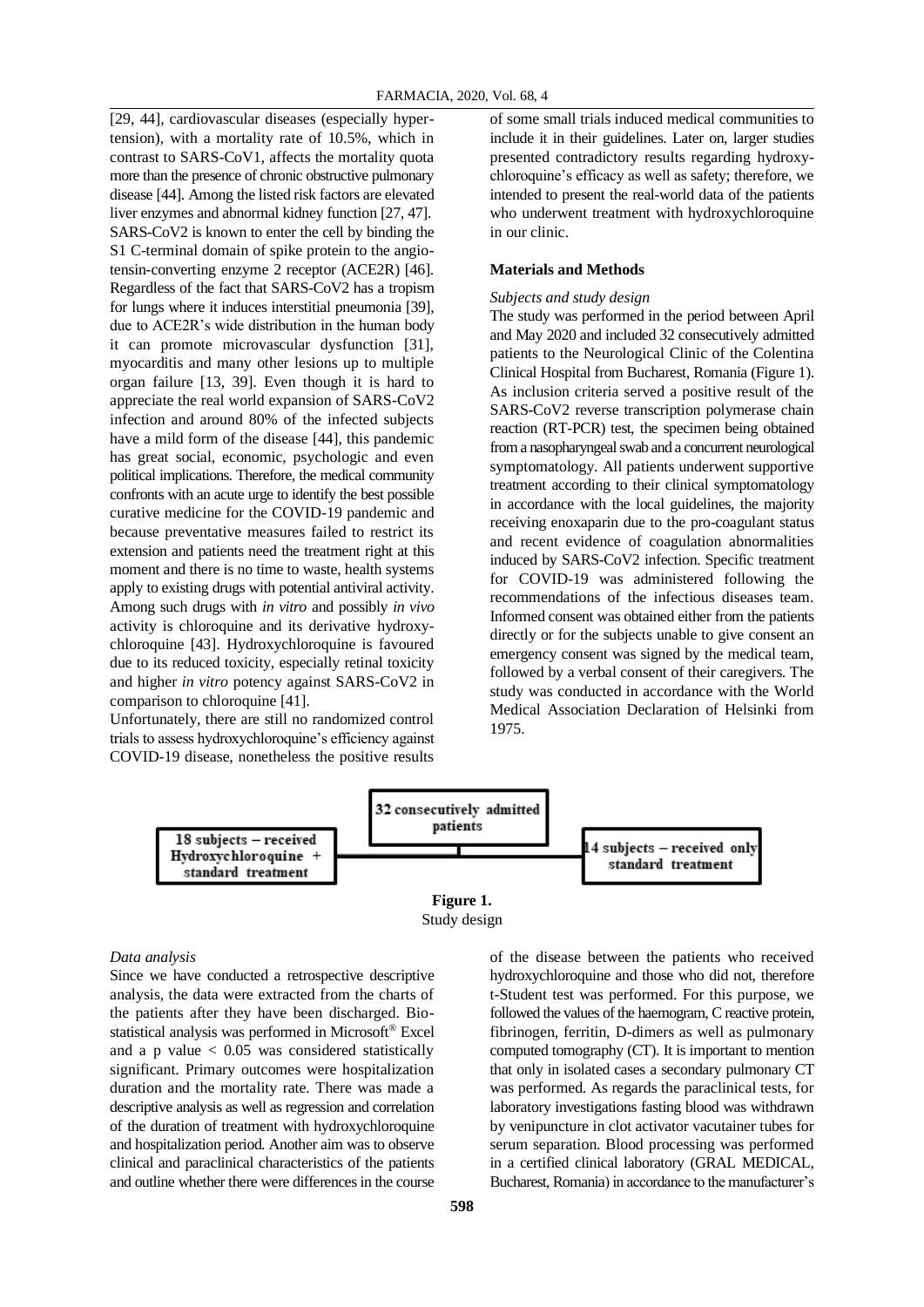[29, 44], cardiovascular diseases (especially hypertension), with a mortality rate of 10.5%, which in contrast to SARS-CoV1, affects the mortality quota more than the presence of chronic obstructive pulmonary disease [44]. Among the listed risk factors are elevated liver enzymes and abnormal kidney function [27, 47].

SARS-CoV2 is known to enter the cell by binding the S1 C-terminal domain of spike protein to the angiotensin-converting enzyme 2 receptor (ACE2R) [46]. Regardless of the fact that SARS-CoV2 has a tropism for lungs where it induces interstitial pneumonia [39], due to ACE2R's wide distribution in the human body it can promote microvascular dysfunction [31], myocarditis and many other lesions up to multiple organ failure [13, 39]. Even though it is hard to appreciate the real world expansion of SARS-CoV2 infection and around 80% of the infected subjects have a mild form of the disease [44], this pandemic has great social, economic, psychologic and even political implications. Therefore, the medical community confronts with an acute urge to identify the best possible curative medicine for the COVID-19 pandemic and because preventative measures failed to restrict its extension and patients need the treatment right at this moment and there is no time to waste, health systems apply to existing drugs with potential antiviral activity. Among such drugs with *in vitro* and possibly *in vivo* activity is chloroquine and its derivative hydroxychloroquine [43]. Hydroxychloroquine is favoured due to its reduced toxicity, especially retinal toxicity and higher *in vitro* potency against SARS-CoV2 in comparison to chloroquine [41].

Unfortunately, there are still no randomized control trials to assess hydroxychloroquine's efficiency against COVID-19 disease, nonetheless the positive results of some small trials induced medical communities to include it in their guidelines. Later on, larger studies presented contradictory results regarding hydroxychloroquine's efficacy as well as safety; therefore, we intended to present the real-world data of the patients who underwent treatment with hydroxychloroquine in our clinic.

## Materials and Methods

### *Subjects and study design*

The study was performed in the period between April and May 2020 and included 32 consecutively admitted patients to the Neurological Clinic of the Colentina Clinical Hospital from Bucharest, Romania (Figure 1). As inclusion criteria served a positive result of the SARS-CoV2 reverse transcription polymerase chain reaction (RT-PCR) test, the specimen being obtained from a nasopharyngeal swab and a concurrent neurological symptomatology. All patients underwent supportive treatment according to their clinical symptomatology in accordance with the local guidelines, the majority receiving enoxaparin due to the pro-coagulant status and recent evidence of coagulation abnormalities induced by SARS-CoV2 infection. Specific treatment for COVID-19 was administered following the recommendations of the infectious diseases team. Informed consent was obtained either from the patients directly or for the subjects unable to give consent an emergency consent was signed by the medical team, followed by a verbal consent of their caregivers. The study was conducted in accordance with the World Medical Association Declaration of Helsinki from 1975.

32 consecutively admitted patients

18 subjects – received Hydroxychloroquine + standard treatment

14 subjects – received only standard treatment

**Figure 1.**
Study design

### *Data analysis*

Since we have conducted a retrospective descriptive analysis, the data were extracted from the charts of the patients after they have been discharged. Biostatistical analysis was performed in Microsoft® Excel and a p value $< 0.05$ was considered statistically significant. Primary outcomes were hospitalization duration and the mortality rate. There was made a descriptive analysis as well as regression and correlation of the duration of treatment with hydroxychloroquine and hospitalization period. Another aim was to observe clinical and paraclinical characteristics of the patients and outline whether there were differences in the course of the disease between the patients who received hydroxychloroquine and those who did not, therefore t-Student test was performed. For this purpose, we followed the values of the haemogram, C reactive protein, fibrinogen, ferritin, D-dimers as well as pulmonary computed tomography (CT). It is important to mention that only in isolated cases a secondary pulmonary CT was performed. As regards the paraclinical tests, for laboratory investigations fasting blood was withdrawn by venipuncture in clot activator vacutainer tubes for serum separation. Blood processing was performed in a certified clinical laboratory (GRAL MEDICAL, Bucharest, Romania) in accordance to the manufacturer's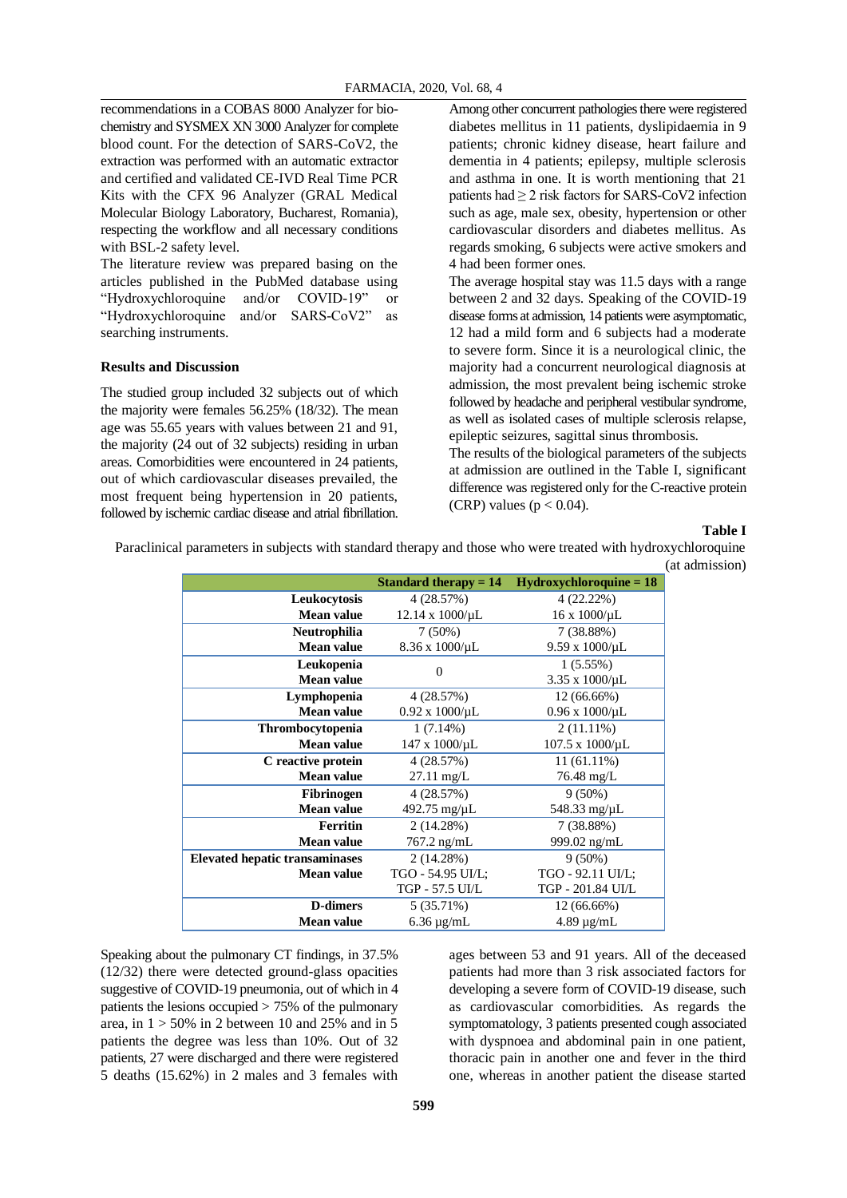recommendations in a COBAS 8000 Analyzer for biochemistry and SYSMEX XN 3000 Analyzer for complete blood count. For the detection of SARS-CoV2, the extraction was performed with an automatic extractor and certified and validated CE-IVD Real Time PCR Kits with the CFX 96 Analyzer (GRAL Medical Molecular Biology Laboratory, Bucharest, Romania), respecting the workflow and all necessary conditions with BSL-2 safety level.

The literature review was prepared basing on the articles published in the PubMed database using "Hydroxychloroquine and/or COVID-19" or "Hydroxychloroquine and/or SARS-CoV2" as searching instruments.

## Results and Discussion

The studied group included 32 subjects out of which the majority were females 56.25% (18/32). The mean age was 55.65 years with values between 21 and 91, the majority (24 out of 32 subjects) residing in urban areas. Comorbidities were encountered in 24 patients, out of which cardiovascular diseases prevailed, the most frequent being hypertension in 20 patients, followed by ischemic cardiac disease and atrial fibrillation.

Among other concurrent pathologies there were registered diabetes mellitus in 11 patients, dyslipidaemia in 9 patients; chronic kidney disease, heart failure and dementia in 4 patients; epilepsy, multiple sclerosis and asthma in one. It is worth mentioning that 21 patients had ≥ 2 risk factors for SARS-CoV2 infection such as age, male sex, obesity, hypertension or other cardiovascular disorders and diabetes mellitus. As regards smoking, 6 subjects were active smokers and 4 had been former ones.

The average hospital stay was 11.5 days with a range between 2 and 32 days. Speaking of the COVID-19 disease forms at admission, 14 patients were asymptomatic, 12 had a mild form and 6 subjects had a moderate to severe form. Since it is a neurological clinic, the majority had a concurrent neurological diagnosis at admission, the most prevalent being ischemic stroke followed by headache and peripheral vestibular syndrome, as well as isolated cases of multiple sclerosis relapse, epileptic seizures, sagittal sinus thrombosis.

The results of the biological parameters of the subjects at admission are outlined in the Table I, significant difference was registered only for the C-reactive protein (CRP) values ($p < 0.04$).

**Table I**

Paraclinical parameters in subjects with standard therapy and those who were treated with hydroxychloroquine (at admission)

| | Standard therapy = 14 | Hydroxychloroquine = 18 |
|---|---|---|
| **Leukocytosis** | 4 (28.57%) | 4 (22.22%) |
| **Mean value** | 12.14 x 1000/µL | 16 x 1000/µL |
| **Neutrophilia** | 7 (50%) | 7 (38.88%) |
| **Mean value** | 8.36 x 1000/µL | 9.59 x 1000/µL |
| **Leukopenia** | 0 | 1 (5.55%) |
| **Mean value** | | 3.35 x 1000/µL |
| **Lymphopenia** | 4 (28.57%) | 12 (66.66%) |
| **Mean value** | 0.92 x 1000/µL | 0.96 x 1000/µL |
| **Thrombocytopenia** | 1 (7.14%) | 2 (11.11%) |
| **Mean value** | 147 x 1000/µL | 107.5 x 1000/µL |
| **C reactive protein** | 4 (28.57%) | 11 (61.11%) |
| **Mean value** | 27.11 mg/L | 76.48 mg/L |
| **Fibrinogen** | 4 (28.57%) | 9 (50%) |
| **Mean value** | 492.75 mg/µL | 548.33 mg/µL |
| **Ferritin** | 2 (14.28%) | 7 (38.88%) |
| **Mean value** | 767.2 ng/mL | 999.02 ng/mL |
| **Elevated hepatic transaminases** | 2 (14.28%) | 9 (50%) |
| **Mean value** | TGO - 54.95 UI/L; TGP - 57.5 UI/L | TGO - 92.11 UI/L; TGP - 201.84 UI/L |
| **D-dimers** | 5 (35.71%) | 12 (66.66%) |
| **Mean value** | 6.36 µg/mL | 4.89 µg/mL |

Speaking about the pulmonary CT findings, in 37.5% (12/32) there were detected ground-glass opacities suggestive of COVID-19 pneumonia, out of which in 4 patients the lesions occupied > 75% of the pulmonary area, in 1 > 50% in 2 between 10 and 25% and in 5 patients the degree was less than 10%. Out of 32 patients, 27 were discharged and there were registered 5 deaths (15.62%) in 2 males and 3 females with ages between 53 and 91 years. All of the deceased patients had more than 3 risk associated factors for developing a severe form of COVID-19 disease, such as cardiovascular comorbidities. As regards the symptomatology, 3 patients presented cough associated with dyspnoea and abdominal pain in one patient, thoracic pain in another one and fever in the third one, whereas in another patient the disease started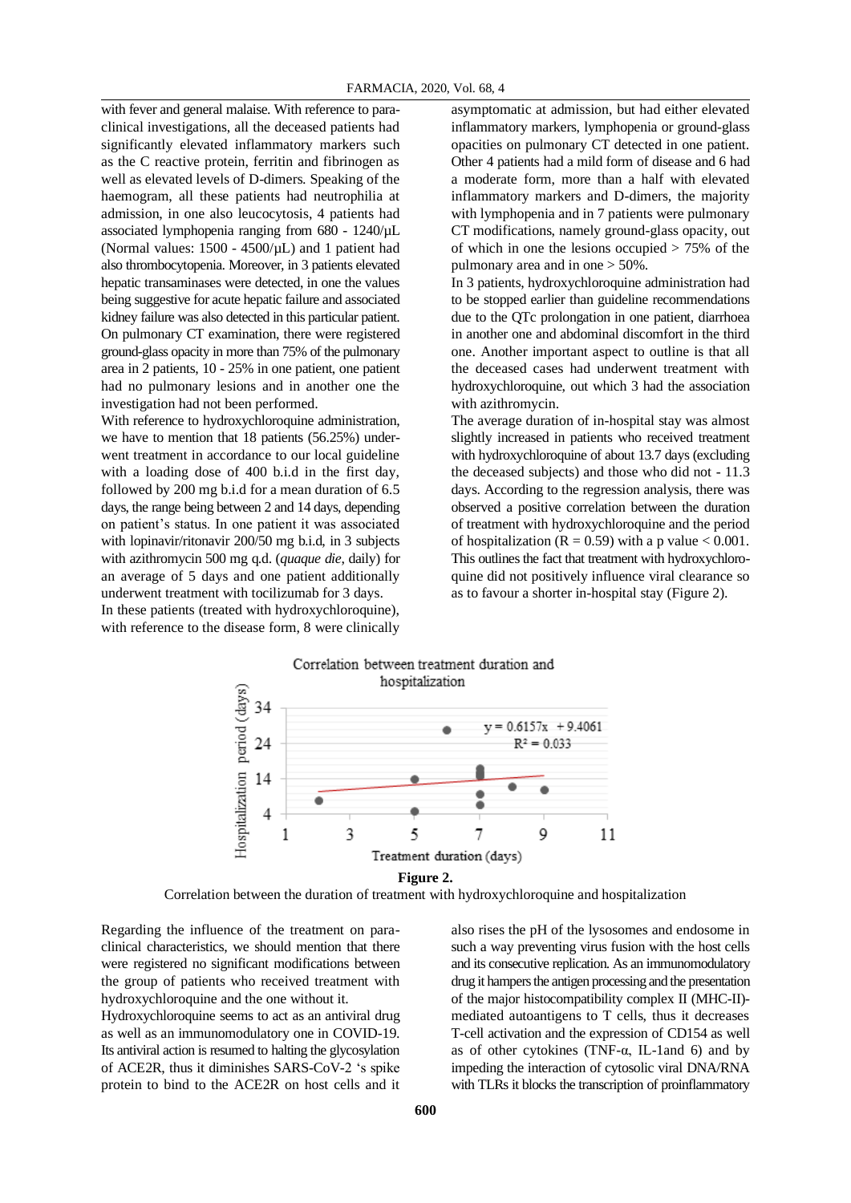with fever and general malaise. With reference to para-clinical investigations, all the deceased patients had significantly elevated inflammatory markers such as the C reactive protein, ferritin and fibrinogen as well as elevated levels of D-dimers. Speaking of the haemogram, all these patients had neutrophilia at admission, in one also leucocytosis, 4 patients had associated lymphopenia ranging from 680 - 1240/μL (Normal values: 1500 - 4500/μL) and 1 patient had also thrombocytopenia. Moreover, in 3 patients elevated hepatic transaminases were detected, in one the values being suggestive for acute hepatic failure and associated kidney failure was also detected in this particular patient. On pulmonary CT examination, there were registered ground-glass opacity in more than 75% of the pulmonary area in 2 patients, 10 - 25% in one patient, one patient had no pulmonary lesions and in another one the investigation had not been performed.

With reference to hydroxychloroquine administration, we have to mention that 18 patients (56.25%) underwent treatment in accordance to our local guideline with a loading dose of 400 b.i.d in the first day, followed by 200 mg b.i.d for a mean duration of 6.5 days, the range being between 2 and 14 days, depending on patient's status. In one patient it was associated with lopinavir/ritonavir 200/50 mg b.i.d, in 3 subjects with azithromycin 500 mg q.d. (*quaque die*, daily) for an average of 5 days and one patient additionally underwent treatment with tocilizumab for 3 days.

In these patients (treated with hydroxychloroquine), with reference to the disease form, 8 were clinically asymptomatic at admission, but had either elevated inflammatory markers, lymphopenia or ground-glass opacities on pulmonary CT detected in one patient. Other 4 patients had a mild form of disease and 6 had a moderate form, more than a half with elevated inflammatory markers and D-dimers, the majority with lymphopenia and in 7 patients were pulmonary CT modifications, namely ground-glass opacity, out of which in one the lesions occupied > 75% of the pulmonary area and in one > 50%.

In 3 patients, hydroxychloroquine administration had to be stopped earlier than guideline recommendations due to the QTc prolongation in one patient, diarrhoea in another one and abdominal discomfort in the third one. Another important aspect to outline is that all the deceased cases had underwent treatment with hydroxychloroquine, out which 3 had the association with azithromycin.

The average duration of in-hospital stay was almost slightly increased in patients who received treatment with hydroxychloroquine of about 13.7 days (excluding the deceased subjects) and those who did not - 11.3 days. According to the regression analysis, there was observed a positive correlation between the duration of treatment with hydroxychloroquine and the period of hospitalization ($R = 0.59$) with a p value $< 0.001$. This outlines the fact that treatment with hydroxychloroquine did not positively influence viral clearance so as to favour a shorter in-hospital stay (Figure 2).

**Figure 2.**

Correlation between the duration of treatment with hydroxychloroquine and hospitalization

Regarding the influence of the treatment on para-clinical characteristics, we should mention that there were registered no significant modifications between the group of patients who received treatment with hydroxychloroquine and the one without it.

Hydroxychloroquine seems to act as an antiviral drug as well as an immunomodulatory one in COVID-19. Its antiviral action is resumed to halting the glycosylation of ACE2R, thus it diminishes SARS-CoV-2 's spike protein to bind to the ACE2R on host cells and it also rises the pH of the lysosomes and endosome in such a way preventing virus fusion with the host cells and its consecutive replication. As an immunomodulatory drug it hampers the antigen processing and the presentation of the major histocompatibility complex II (MHC-II)-mediated autoantigens to T cells, thus it decreases T-cell activation and the expression of CD154 as well as of other cytokines (TNF-α, IL-1and 6) and by impeding the interaction of cytosolic viral DNA/RNA with TLRs it blocks the transcription of proinflammatory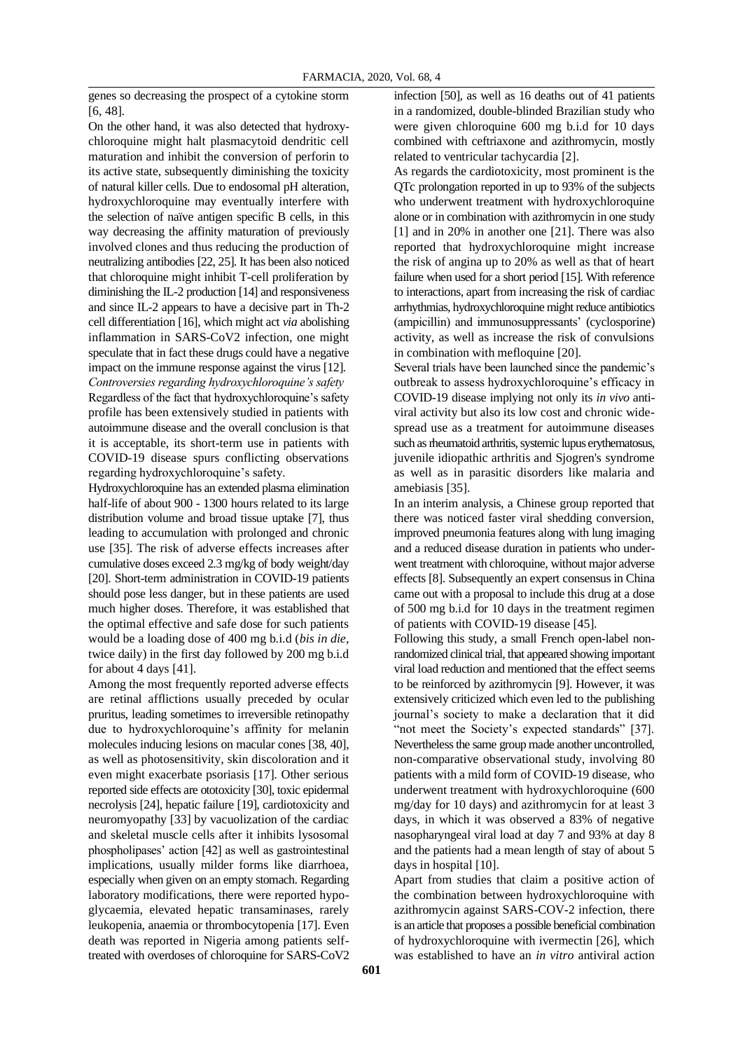genes so decreasing the prospect of a cytokine storm [6, 48].

On the other hand, it was also detected that hydroxychloroquine might halt plasmacytoid dendritic cell maturation and inhibit the conversion of perforin to its active state, subsequently diminishing the toxicity of natural killer cells. Due to endosomal pH alteration, hydroxychloroquine may eventually interfere with the selection of naïve antigen specific B cells, in this way decreasing the affinity maturation of previously involved clones and thus reducing the production of neutralizing antibodies [22, 25]. It has been also noticed that chloroquine might inhibit T-cell proliferation by diminishing the IL-2 production [14] and responsiveness and since IL-2 appears to have a decisive part in Th-2 cell differentiation [16], which might act *via* abolishing inflammation in SARS-CoV2 infection, one might speculate that in fact these drugs could have a negative impact on the immune response against the virus [12].

*Controversies regarding hydroxychloroquine's safety*

Regardless of the fact that hydroxychloroquine's safety profile has been extensively studied in patients with autoimmune disease and the overall conclusion is that it is acceptable, its short-term use in patients with COVID-19 disease spurs conflicting observations regarding hydroxychloroquine's safety.

Hydroxychloroquine has an extended plasma elimination half-life of about 900 - 1300 hours related to its large distribution volume and broad tissue uptake [7], thus leading to accumulation with prolonged and chronic use [35]. The risk of adverse effects increases after cumulative doses exceed 2.3 mg/kg of body weight/day [20]. Short-term administration in COVID-19 patients should pose less danger, but in these patients are used much higher doses. Therefore, it was established that the optimal effective and safe dose for such patients would be a loading dose of 400 mg b.i.d (*bis in die*, twice daily) in the first day followed by 200 mg b.i.d for about 4 days [41].

Among the most frequently reported adverse effects are retinal afflictions usually preceded by ocular pruritus, leading sometimes to irreversible retinopathy due to hydroxychloroquine's affinity for melanin molecules inducing lesions on macular cones [38, 40], as well as photosensitivity, skin discoloration and it even might exacerbate psoriasis [17]. Other serious reported side effects are ototoxicity [30], toxic epidermal necrolysis [24], hepatic failure [19], cardiotoxicity and neuromyopathy [33] by vacuolization of the cardiac and skeletal muscle cells after it inhibits lysosomal phospholipases' action [42] as well as gastrointestinal implications, usually milder forms like diarrhoea, especially when given on an empty stomach. Regarding laboratory modifications, there were reported hypoglycaemia, elevated hepatic transaminases, rarely leukopenia, anaemia or thrombocytopenia [17]. Even death was reported in Nigeria among patients self-treated with overdoses of chloroquine for SARS-CoV2 infection [50], as well as 16 deaths out of 41 patients in a randomized, double-blinded Brazilian study who were given chloroquine 600 mg b.i.d for 10 days combined with ceftriaxone and azithromycin, mostly related to ventricular tachycardia [2].

As regards the cardiotoxicity, most prominent is the QTc prolongation reported in up to 93% of the subjects who underwent treatment with hydroxychloroquine alone or in combination with azithromycin in one study [1] and in 20% in another one [21]. There was also reported that hydroxychloroquine might increase the risk of angina up to 20% as well as that of heart failure when used for a short period [15]. With reference to interactions, apart from increasing the risk of cardiac arrhythmias, hydroxychloroquine might reduce antibiotics (ampicillin) and immunosuppressants' (cyclosporine) activity, as well as increase the risk of convulsions in combination with mefloquine [20].

Several trials have been launched since the pandemic's outbreak to assess hydroxychloroquine's efficacy in COVID-19 disease implying not only its *in vivo* antiviral activity but also its low cost and chronic widespread use as a treatment for autoimmune diseases such as rheumatoid arthritis, systemic lupus erythematosus, juvenile idiopathic arthritis and Sjogren's syndrome as well as in parasitic disorders like malaria and amebiasis [35].

In an interim analysis, a Chinese group reported that there was noticed faster viral shedding conversion, improved pneumonia features along with lung imaging and a reduced disease duration in patients who underwent treatment with chloroquine, without major adverse effects [8]. Subsequently an expert consensus in China came out with a proposal to include this drug at a dose of 500 mg b.i.d for 10 days in the treatment regimen of patients with COVID-19 disease [45].

Following this study, a small French open-label non-randomized clinical trial, that appeared showing important viral load reduction and mentioned that the effect seems to be reinforced by azithromycin [9]. However, it was extensively criticized which even led to the publishing journal's society to make a declaration that it did "not meet the Society's expected standards" [37]. Nevertheless the same group made another uncontrolled, non-comparative observational study, involving 80 patients with a mild form of COVID-19 disease, who underwent treatment with hydroxychloroquine (600 mg/day for 10 days) and azithromycin for at least 3 days, in which it was observed a 83% of negative nasopharyngeal viral load at day 7 and 93% at day 8 and the patients had a mean length of stay of about 5 days in hospital [10].

Apart from studies that claim a positive action of the combination between hydroxychloroquine with azithromycin against SARS-COV-2 infection, there is an article that proposes a possible beneficial combination of hydroxychloroquine with ivermectin [26], which was established to have an *in vitro* antiviral action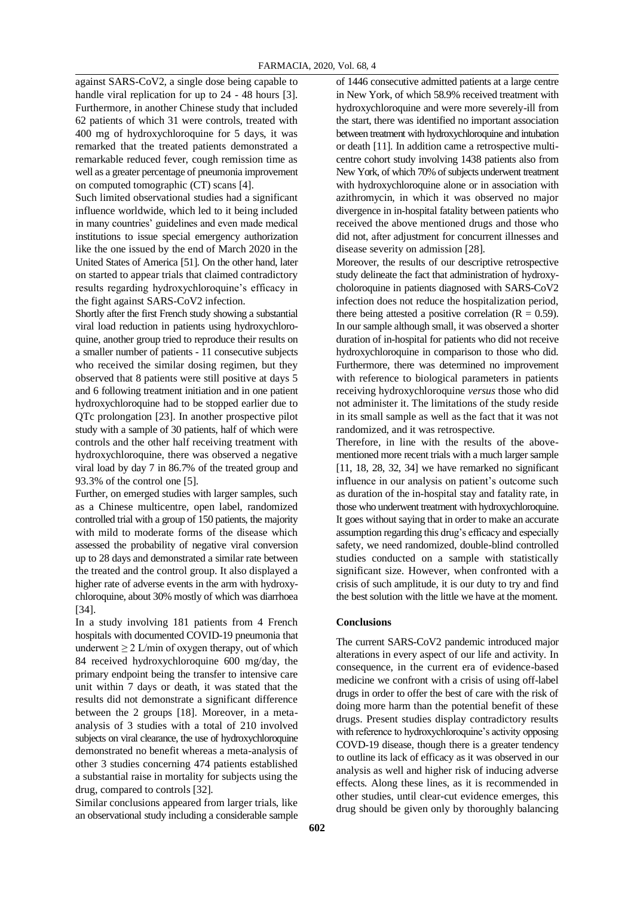against SARS-CoV2, a single dose being capable to handle viral replication for up to 24 - 48 hours [3]. Furthermore, in another Chinese study that included 62 patients of which 31 were controls, treated with 400 mg of hydroxychloroquine for 5 days, it was remarked that the treated patients demonstrated a remarkable reduced fever, cough remission time as well as a greater percentage of pneumonia improvement on computed tomographic (CT) scans [4].

Such limited observational studies had a significant influence worldwide, which led to it being included in many countries' guidelines and even made medical institutions to issue special emergency authorization like the one issued by the end of March 2020 in the United States of America [51]. On the other hand, later on started to appear trials that claimed contradictory results regarding hydroxychloroquine's efficacy in the fight against SARS-CoV2 infection.

Shortly after the first French study showing a substantial viral load reduction in patients using hydroxychloroquine, another group tried to reproduce their results on a smaller number of patients - 11 consecutive subjects who received the similar dosing regimen, but they observed that 8 patients were still positive at days 5 and 6 following treatment initiation and in one patient hydroxychloroquine had to be stopped earlier due to QTc prolongation [23]. In another prospective pilot study with a sample of 30 patients, half of which were controls and the other half receiving treatment with hydroxychloroquine, there was observed a negative viral load by day 7 in 86.7% of the treated group and 93.3% of the control one [5].

Further, on emerged studies with larger samples, such as a Chinese multicentre, open label, randomized controlled trial with a group of 150 patients, the majority with mild to moderate forms of the disease which assessed the probability of negative viral conversion up to 28 days and demonstrated a similar rate between the treated and the control group. It also displayed a higher rate of adverse events in the arm with hydroxychloroquine, about 30% mostly of which was diarrhoea [34].

In a study involving 181 patients from 4 French hospitals with documented COVID-19 pneumonia that underwent $\geq 2$ L/min of oxygen therapy, out of which 84 received hydroxychloroquine 600 mg/day, the primary endpoint being the transfer to intensive care unit within 7 days or death, it was stated that the results did not demonstrate a significant difference between the 2 groups [18]. Moreover, in a meta-analysis of 3 studies with a total of 210 involved subjects on viral clearance, the use of hydroxychloroquine demonstrated no benefit whereas a meta-analysis of other 3 studies concerning 474 patients established a substantial raise in mortality for subjects using the drug, compared to controls [32].

Similar conclusions appeared from larger trials, like an observational study including a considerable sample of 1446 consecutive admitted patients at a large centre in New York, of which 58.9% received treatment with hydroxychloroquine and were more severely-ill from the start, there was identified no important association between treatment with hydroxychloroquine and intubation or death [11]. In addition came a retrospective multicentre cohort study involving 1438 patients also from New York, of which 70% of subjects underwent treatment with hydroxychloroquine alone or in association with azithromycin, in which it was observed no major divergence in in-hospital fatality between patients who received the above mentioned drugs and those who did not, after adjustment for concurrent illnesses and disease severity on admission [28].

Moreover, the results of our descriptive retrospective study delineate the fact that administration of hydroxycholoroquine in patients diagnosed with SARS-CoV2 infection does not reduce the hospitalization period, there being attested a positive correlation ($R = 0.59$). In our sample although small, it was observed a shorter duration of in-hospital for patients who did not receive hydroxychloroquine in comparison to those who did. Furthermore, there was determined no improvement with reference to biological parameters in patients receiving hydroxychloroquine *versus* those who did not administer it. The limitations of the study reside in its small sample as well as the fact that it was not randomized, and it was retrospective.

Therefore, in line with the results of the above-mentioned more recent trials with a much larger sample [11, 18, 28, 32, 34] we have remarked no significant influence in our analysis on patient's outcome such as duration of the in-hospital stay and fatality rate, in those who underwent treatment with hydroxychloroquine. It goes without saying that in order to make an accurate assumption regarding this drug's efficacy and especially safety, we need randomized, double-blind controlled studies conducted on a sample with statistically significant size. However, when confronted with a crisis of such amplitude, it is our duty to try and find the best solution with the little we have at the moment.

## Conclusions

The current SARS-CoV2 pandemic introduced major alterations in every aspect of our life and activity. In consequence, in the current era of evidence-based medicine we confront with a crisis of using off-label drugs in order to offer the best of care with the risk of doing more harm than the potential benefit of these drugs. Present studies display contradictory results with reference to hydroxychloroquine's activity opposing COVD-19 disease, though there is a greater tendency to outline its lack of efficacy as it was observed in our analysis as well and higher risk of inducing adverse effects. Along these lines, as it is recommended in other studies, until clear-cut evidence emerges, this drug should be given only by thoroughly balancing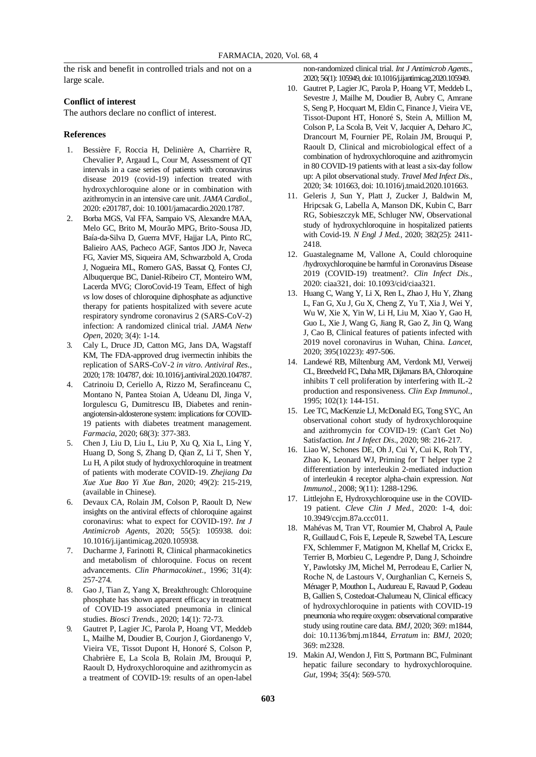the risk and benefit in controlled trials and not on a large scale.

**Conflict of interest**

The authors declare no conflict of interest.

**References**

1. Bessière F, Roccia H, Delinière A, Charrière R, Chevalier P, Argaud L, Cour M, Assessment of QT intervals in a case series of patients with coronavirus disease 2019 (covid-19) infection treated with hydroxychloroquine alone or in combination with azithromycin in an intensive care unit. *JAMA Cardiol.*, 2020: e201787, doi: 10.1001/jamacardio.2020.1787.
2. Borba MGS, Val FFA, Sampaio VS, Alexandre MAA, Melo GC, Brito M, Mourão MPG, Brito-Sousa JD, Baía-da-Silva D, Guerra MVF, Hajjar LA, Pinto RC, Balieiro AAS, Pacheco AGF, Santos JDO Jr, Naveca FG, Xavier MS, Siqueira AM, Schwarzbold A, Croda J, Nogueira ML, Romero GAS, Bassat Q, Fontes CJ, Albuquerque BC, Daniel-Ribeiro CT, Monteiro WM, Lacerda MVG; CloroCovid-19 Team, Effect of high *vs* low doses of chloroquine diphosphate as adjunctive therapy for patients hospitalized with severe acute respiratory syndrome coronavirus 2 (SARS-CoV-2) infection: A randomized clinical trial. *JAMA Netw Open*, 2020; 3(4): 1-14.
3. Caly L, Druce JD, Catton MG, Jans DA, Wagstaff KM, The FDA-approved drug ivermectin inhibits the replication of SARS-CoV-2 *in vitro*. *Antiviral Res.*, 2020; 178: 104787, doi: 10.1016/j.antiviral.2020.104787.
4. Catrinoiu D, Ceriello A, Rizzo M, Serafinceanu C, Montano N, Pantea Stoian A, Udeanu DI, Jinga V, Iorgulescu G, Dumitrescu IB, Diabetes and renin-angiotensin-aldosterone system: implications for COVID-19 patients with diabetes treatment management. *Farmacia*, 2020; 68(3): 377-383.
5. Chen J, Liu D, Liu L, Liu P, Xu Q, Xia L, Ling Y, Huang D, Song S, Zhang D, Qian Z, Li T, Shen Y, Lu H, A pilot study of hydroxychloroquine in treatment of patients with moderate COVID-19. *Zhejiang Da Xue Xue Bao Yi Xue Ban*, 2020; 49(2): 215-219, (available in Chinese).
6. Devaux CA, Rolain JM, Colson P, Raoult D, New insights on the antiviral effects of chloroquine against coronavirus: what to expect for COVID-19?. *Int J Antimicrob Agents*, 2020; 55(5): 105938. doi: 10.1016/j.ijantimicag.2020.105938.
7. Ducharme J, Farinotti R, Clinical pharmacokinetics and metabolism of chloroquine. Focus on recent advancements. *Clin Pharmacokinet.*, 1996; 31(4): 257-274.
8. Gao J, Tian Z, Yang X, Breakthrough: Chloroquine phosphate has shown apparent efficacy in treatment of COVID-19 associated pneumonia in clinical studies. *Biosci Trends.*, 2020; 14(1): 72-73.
9. Gautret P, Lagier JC, Parola P, Hoang VT, Meddeb L, Mailhe M, Doudier B, Courjon J, Giordanengo V, Vieira VE, Tissot Dupont H, Honoré S, Colson P, Chabrière E, La Scola B, Rolain JM, Brouqui P, Raoult D, Hydroxychloroquine and azithromycin as a treatment of COVID-19: results of an open-label non-randomized clinical trial. *Int J Antimicrob Agents.*, 2020; 56(1): 105949, doi: 10.1016/j.ijantimicag.2020.105949.
10. Gautret P, Lagier JC, Parola P, Hoang VT, Meddeb L, Sevestre J, Mailhe M, Doudier B, Aubry C, Amrane S, Seng P, Hocquart M, Eldin C, Finance J, Vieira VE, Tissot-Dupont HT, Honoré S, Stein A, Million M, Colson P, La Scola B, Veit V, Jacquier A, Deharo JC, Drancourt M, Fournier PE, Rolain JM, Brouqui P, Raoult D, Clinical and microbiological effect of a combination of hydroxychloroquine and azithromycin in 80 COVID-19 patients with at least a six-day follow up: A pilot observational study. *Travel Med Infect Dis.*, 2020; 34: 101663, doi: 10.1016/j.tmaid.2020.101663.
11. Geleris J, Sun Y, Platt J, Zucker J, Baldwin M, Hripcsak G, Labella A, Manson DK, Kubin C, Barr RG, Sobieszczyk ME, Schluger NW, Observational study of hydroxychloroquine in hospitalized patients with Covid-19. *N Engl J Med.*, 2020; 382(25): 2411-2418.
12. Guastalegname M, Vallone A, Could chloroquine /hydroxychloroquine be harmful in Coronavirus Disease 2019 (COVID-19) treatment?. *Clin Infect Dis.*, 2020: ciaa321, doi: 10.1093/cid/ciaa321.
13. Huang C, Wang Y, Li X, Ren L, Zhao J, Hu Y, Zhang L, Fan G, Xu J, Gu X, Cheng Z, Yu T, Xia J, Wei Y, Wu W, Xie X, Yin W, Li H, Liu M, Xiao Y, Gao H, Guo L, Xie J, Wang G, Jiang R, Gao Z, Jin Q, Wang J, Cao B, Clinical features of patients infected with 2019 novel coronavirus in Wuhan, China. *Lancet*, 2020; 395(10223): 497-506.
14. Landewé RB, Miltenburg AM, Verdonk MJ, Verweij CL, Breedveld FC, Daha MR, Dijkmans BA, Chloroquine inhibits T cell proliferation by interfering with IL-2 production and responsiveness. *Clin Exp Immunol.*, 1995; 102(1): 144-151.
15. Lee TC, MacKenzie LJ, McDonald EG, Tong SYC, An observational cohort study of hydroxychloroquine and azithromycin for COVID-19: (Can't Get No) Satisfaction. *Int J Infect Dis*., 2020; 98: 216-217.
16. Liao W, Schones DE, Oh J, Cui Y, Cui K, Roh TY, Zhao K, Leonard WJ, Priming for T helper type 2 differentiation by interleukin 2-mediated induction of interleukin 4 receptor alpha-chain expression. *Nat Immunol.*, 2008; 9(11): 1288-1296.
17. Littlejohn E, Hydroxychloroquine use in the COVID-19 patient. *Cleve Clin J Med.*, 2020: 1-4, doi: 10.3949/ccjm.87a.ccc011.
18. Mahévas M, Tran VT, Roumier M, Chabrol A, Paule R, Guillaud C, Fois E, Lepeule R, Szwebel TA, Lescure FX, Schlemmer F, Matignon M, Khellaf M, Crickx E, Terrier B, Morbieu C, Legendre P, Dang J, Schoindre Y, Pawlotsky JM, Michel M, Perrodeau E, Carlier N, Roche N, de Lastours V, Ourghanlian C, Kerneis S, Ménager P, Mouthon L, Audureau E, Ravaud P, Godeau B, Gallien S, Costedoat-Chalumeau N, Clinical efficacy of hydroxychloroquine in patients with COVID-19 pneumonia who require oxygen: observational comparative study using routine care data. *BMJ*, 2020; 369: m1844, doi: 10.1136/bmj.m1844, *Erratum* in: *BMJ*, 2020; 369: m2328.
19. Makin AJ, Wendon J, Fitt S, Portmann BC, Fulminant hepatic failure secondary to hydroxychloroquine. *Gut*, 1994; 35(4): 569-570.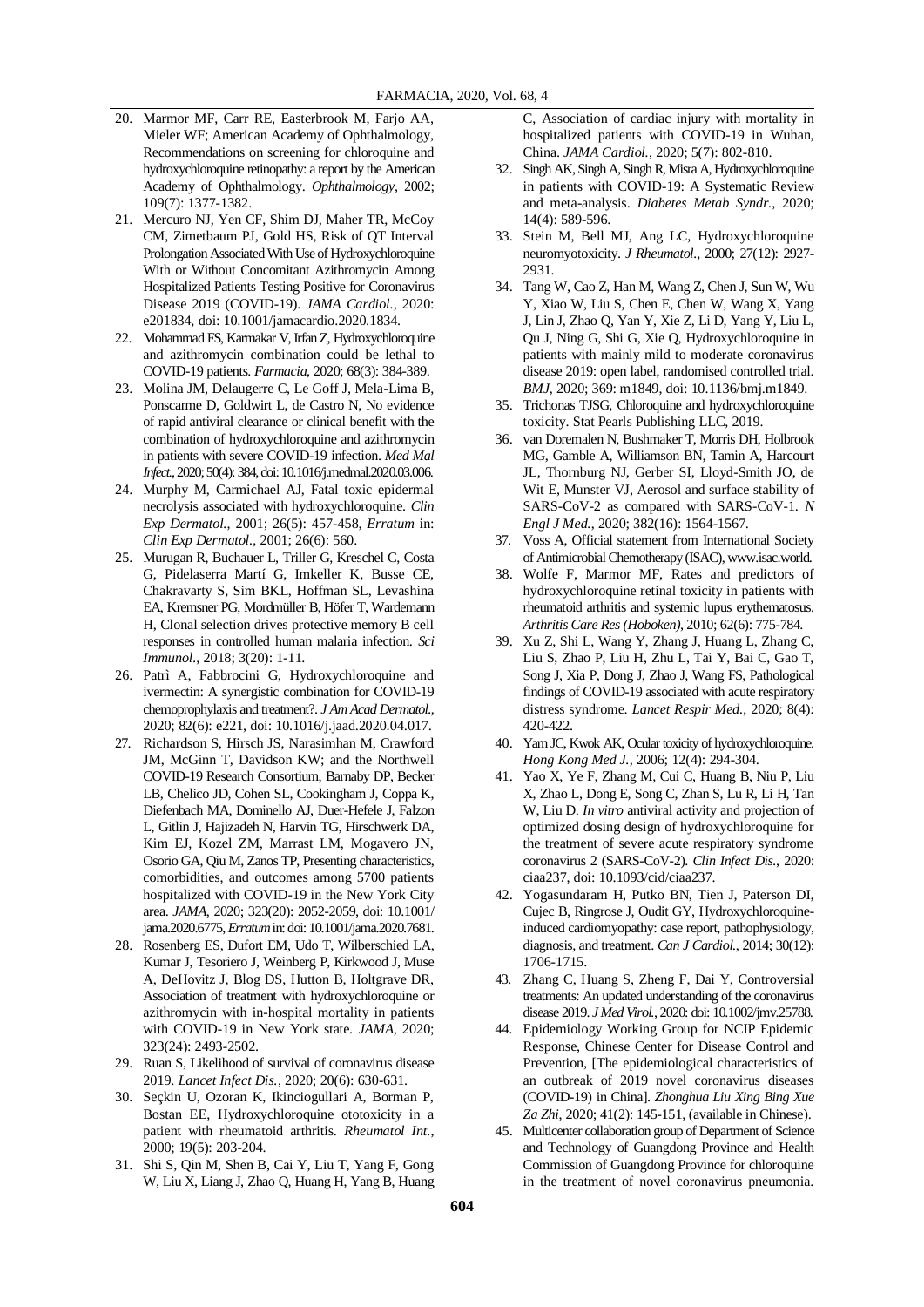20. Marmor MF, Carr RE, Easterbrook M, Farjo AA, Mieler WF; American Academy of Ophthalmology, Recommendations on screening for chloroquine and hydroxychloroquine retinopathy: a report by the American Academy of Ophthalmology. *Ophthalmology*, 2002; 109(7): 1377-1382.
21. Mercuro NJ, Yen CF, Shim DJ, Maher TR, McCoy CM, Zimetbaum PJ, Gold HS, Risk of QT Interval Prolongation Associated With Use of Hydroxychloroquine With or Without Concomitant Azithromycin Among Hospitalized Patients Testing Positive for Coronavirus Disease 2019 (COVID-19). *JAMA Cardiol.*, 2020: e201834, doi: 10.1001/jamacardio.2020.1834.
22. Mohammad FS, Karmakar V, Irfan Z, Hydroxychloroquine and azithromycin combination could be lethal to COVID-19 patients. *Farmacia*, 2020; 68(3): 384-389.
23. Molina JM, Delaugerre C, Le Goff J, Mela-Lima B, Ponscarme D, Goldwirt L, de Castro N, No evidence of rapid antiviral clearance or clinical benefit with the combination of hydroxychloroquine and azithromycin in patients with severe COVID-19 infection. *Med Mal Infect.*, 2020; 50(4): 384, doi: 10.1016/j.medmal.2020.03.006.
24. Murphy M, Carmichael AJ, Fatal toxic epidermal necrolysis associated with hydroxychloroquine. *Clin Exp Dermatol.*, 2001; 26(5): 457-458, *Erratum* in: *Clin Exp Dermatol.*, 2001; 26(6): 560.
25. Murugan R, Buchauer L, Triller G, Kreschel C, Costa G, Pidelaserra Martí G, Imkeller K, Busse CE, Chakravarty S, Sim BKL, Hoffman SL, Levashina EA, Kremsner PG, Mordmüller B, Höfer T, Wardemann H, Clonal selection drives protective memory B cell responses in controlled human malaria infection. *Sci Immunol.*, 2018; 3(20): 1-11.
26. Patrì A, Fabbrocini G, Hydroxychloroquine and ivermectin: A synergistic combination for COVID-19 chemoprophylaxis and treatment?. *J Am Acad Dermatol.*, 2020; 82(6): e221, doi: 10.1016/j.jaad.2020.04.017.
27. Richardson S, Hirsch JS, Narasimhan M, Crawford JM, McGinn T, Davidson KW; and the Northwell COVID-19 Research Consortium, Barnaby DP, Becker LB, Chelico JD, Cohen SL, Cookingham J, Coppa K, Diefenbach MA, Dominello AJ, Duer-Hefele J, Falzon L, Gitlin J, Hajizadeh N, Harvin TG, Hirschwerk DA, Kim EJ, Kozel ZM, Marrast LM, Mogavero JN, Osorio GA, Qiu M, Zanos TP, Presenting characteristics, comorbidities, and outcomes among 5700 patients hospitalized with COVID-19 in the New York City area. *JAMA*, 2020; 323(20): 2052-2059, doi: 10.1001/jama.2020.6775, *Erratum* in: doi: 10.1001/jama.2020.7681.
28. Rosenberg ES, Dufort EM, Udo T, Wilberschied LA, Kumar J, Tesoriero J, Weinberg P, Kirkwood J, Muse A, DeHovitz J, Blog DS, Hutton B, Holtgrave DR, Association of treatment with hydroxychloroquine or azithromycin with in-hospital mortality in patients with COVID-19 in New York state. *JAMA*, 2020; 323(24): 2493-2502.
29. Ruan S, Likelihood of survival of coronavirus disease 2019. *Lancet Infect Dis.*, 2020; 20(6): 630-631.
30. Seçkin U, Ozoran K, Ikinciogullari A, Borman P, Bostan EE, Hydroxychloroquine ototoxicity in a patient with rheumatoid arthritis. *Rheumatol Int.*, 2000; 19(5): 203-204.
31. Shi S, Qin M, Shen B, Cai Y, Liu T, Yang F, Gong W, Liu X, Liang J, Zhao Q, Huang H, Yang B, Huang C, Association of cardiac injury with mortality in hospitalized patients with COVID-19 in Wuhan, China. *JAMA Cardiol.*, 2020; 5(7): 802-810.
32. Singh AK, Singh A, Singh R, Misra A, Hydroxychloroquine in patients with COVID-19: A Systematic Review and meta-analysis. *Diabetes Metab Syndr.*, 2020; 14(4): 589-596.
33. Stein M, Bell MJ, Ang LC, Hydroxychloroquine neuromyotoxicity. *J Rheumatol.*, 2000; 27(12): 2927-2931.
34. Tang W, Cao Z, Han M, Wang Z, Chen J, Sun W, Wu Y, Xiao W, Liu S, Chen E, Chen W, Wang X, Yang J, Lin J, Zhao Q, Yan Y, Xie Z, Li D, Yang Y, Liu L, Qu J, Ning G, Shi G, Xie Q, Hydroxychloroquine in patients with mainly mild to moderate coronavirus disease 2019: open label, randomised controlled trial. *BMJ*, 2020; 369: m1849, doi: 10.1136/bmj.m1849.
35. Trichonas TJSG, Chloroquine and hydroxychloroquine toxicity. Stat Pearls Publishing LLC, 2019.
36. van Doremalen N, Bushmaker T, Morris DH, Holbrook MG, Gamble A, Williamson BN, Tamin A, Harcourt JL, Thornburg NJ, Gerber SI, Lloyd-Smith JO, de Wit E, Munster VJ, Aerosol and surface stability of SARS-CoV-2 as compared with SARS-CoV-1. *N Engl J Med.*, 2020; 382(16): 1564-1567.
37. Voss A, Official statement from International Society of Antimicrobial Chemotherapy (ISAC), www.isac.world.
38. Wolfe F, Marmor MF, Rates and predictors of hydroxychloroquine retinal toxicity in patients with rheumatoid arthritis and systemic lupus erythematosus. *Arthritis Care Res (Hoboken)*, 2010; 62(6): 775-784.
39. Xu Z, Shi L, Wang Y, Zhang J, Huang L, Zhang C, Liu S, Zhao P, Liu H, Zhu L, Tai Y, Bai C, Gao T, Song J, Xia P, Dong J, Zhao J, Wang FS, Pathological findings of COVID-19 associated with acute respiratory distress syndrome. *Lancet Respir Med.*, 2020; 8(4): 420-422.
40. Yam JC, Kwok AK, Ocular toxicity of hydroxychloroquine. *Hong Kong Med J.*, 2006; 12(4): 294-304.
41. Yao X, Ye F, Zhang M, Cui C, Huang B, Niu P, Liu X, Zhao L, Dong E, Song C, Zhan S, Lu R, Li H, Tan W, Liu D. *In vitro* antiviral activity and projection of optimized dosing design of hydroxychloroquine for the treatment of severe acute respiratory syndrome coronavirus 2 (SARS-CoV-2). *Clin Infect Dis.*, 2020: ciaa237, doi: 10.1093/cid/ciaa237.
42. Yogasundaram H, Putko BN, Tien J, Paterson DI, Cujec B, Ringrose J, Oudit GY, Hydroxychloroquine-induced cardiomyopathy: case report, pathophysiology, diagnosis, and treatment. *Can J Cardiol.*, 2014; 30(12): 1706-1715.
43. Zhang C, Huang S, Zheng F, Dai Y, Controversial treatments: An updated understanding of the coronavirus disease 2019. *J Med Virol.*, 2020: doi: 10.1002/jmv.25788.
44. Epidemiology Working Group for NCIP Epidemic Response, Chinese Center for Disease Control and Prevention, [The epidemiological characteristics of an outbreak of 2019 novel coronavirus diseases (COVID-19) in China]. *Zhonghua Liu Xing Bing Xue Za Zhi*, 2020; 41(2): 145-151, (available in Chinese).
45. Multicenter collaboration group of Department of Science and Technology of Guangdong Province and Health Commission of Guangdong Province for chloroquine in the treatment of novel coronavirus pneumonia.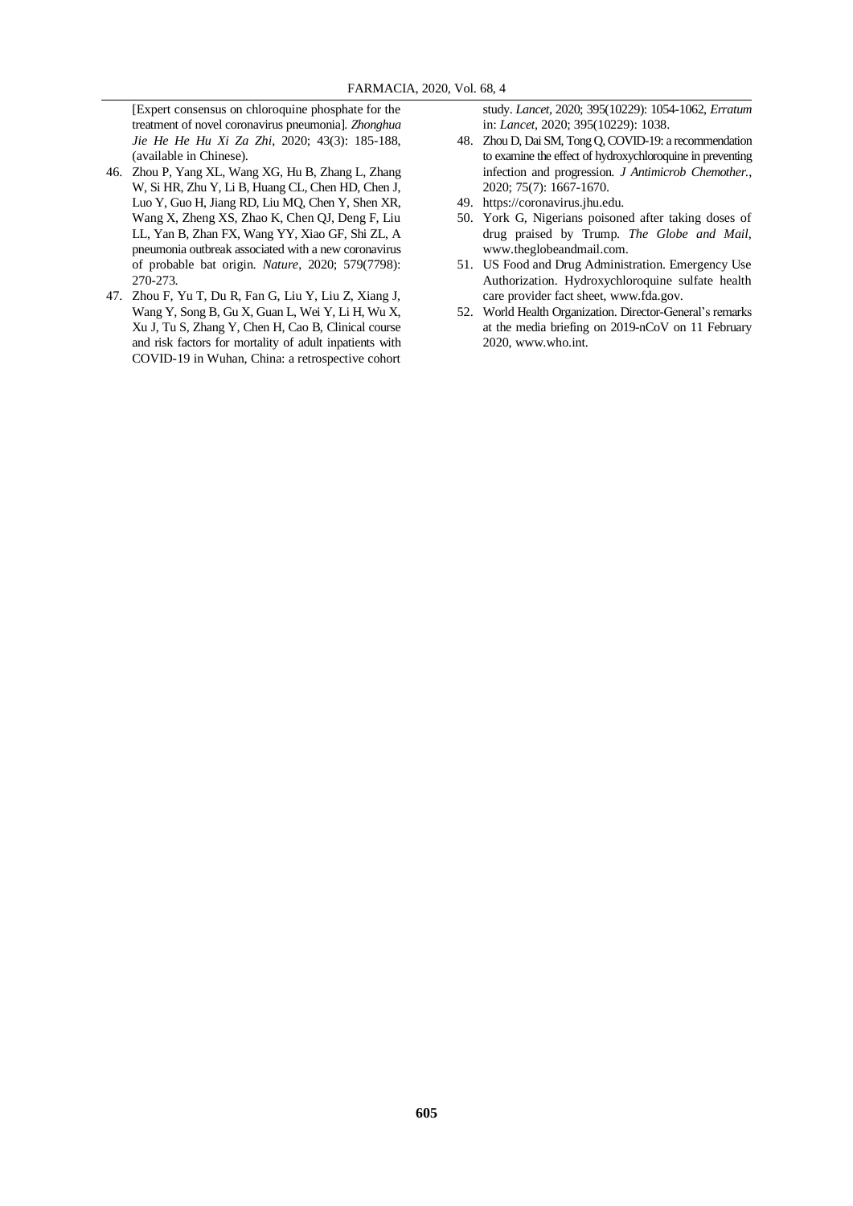[Expert consensus on chloroquine phosphate for the treatment of novel coronavirus pneumonia]. *Zhonghua Jie He He Hu Xi Za Zhi*, 2020; 43(3): 185-188, (available in Chinese).

46. Zhou P, Yang XL, Wang XG, Hu B, Zhang L, Zhang W, Si HR, Zhu Y, Li B, Huang CL, Chen HD, Chen J, Luo Y, Guo H, Jiang RD, Liu MQ, Chen Y, Shen XR, Wang X, Zheng XS, Zhao K, Chen QJ, Deng F, Liu LL, Yan B, Zhan FX, Wang YY, Xiao GF, Shi ZL, A pneumonia outbreak associated with a new coronavirus of probable bat origin. *Nature*, 2020; 579(7798): 270-273.
47. Zhou F, Yu T, Du R, Fan G, Liu Y, Liu Z, Xiang J, Wang Y, Song B, Gu X, Guan L, Wei Y, Li H, Wu X, Xu J, Tu S, Zhang Y, Chen H, Cao B, Clinical course and risk factors for mortality of adult inpatients with COVID-19 in Wuhan, China: a retrospective cohort study. *Lancet*, 2020; 395(10229): 1054-1062, *Erratum* in: *Lancet*, 2020; 395(10229): 1038.
48. Zhou D, Dai SM, Tong Q, COVID-19: a recommendation to examine the effect of hydroxychloroquine in preventing infection and progression. *J Antimicrob Chemother.*, 2020; 75(7): 1667-1670.
49. https://coronavirus.jhu.edu.
50. York G, Nigerians poisoned after taking doses of drug praised by Trump. *The Globe and Mail*, www.theglobeandmail.com.
51. US Food and Drug Administration. Emergency Use Authorization. Hydroxychloroquine sulfate health care provider fact sheet, www.fda.gov.
52. World Health Organization. Director-General's remarks at the media briefing on 2019-nCoV on 11 February 2020, www.who.int.